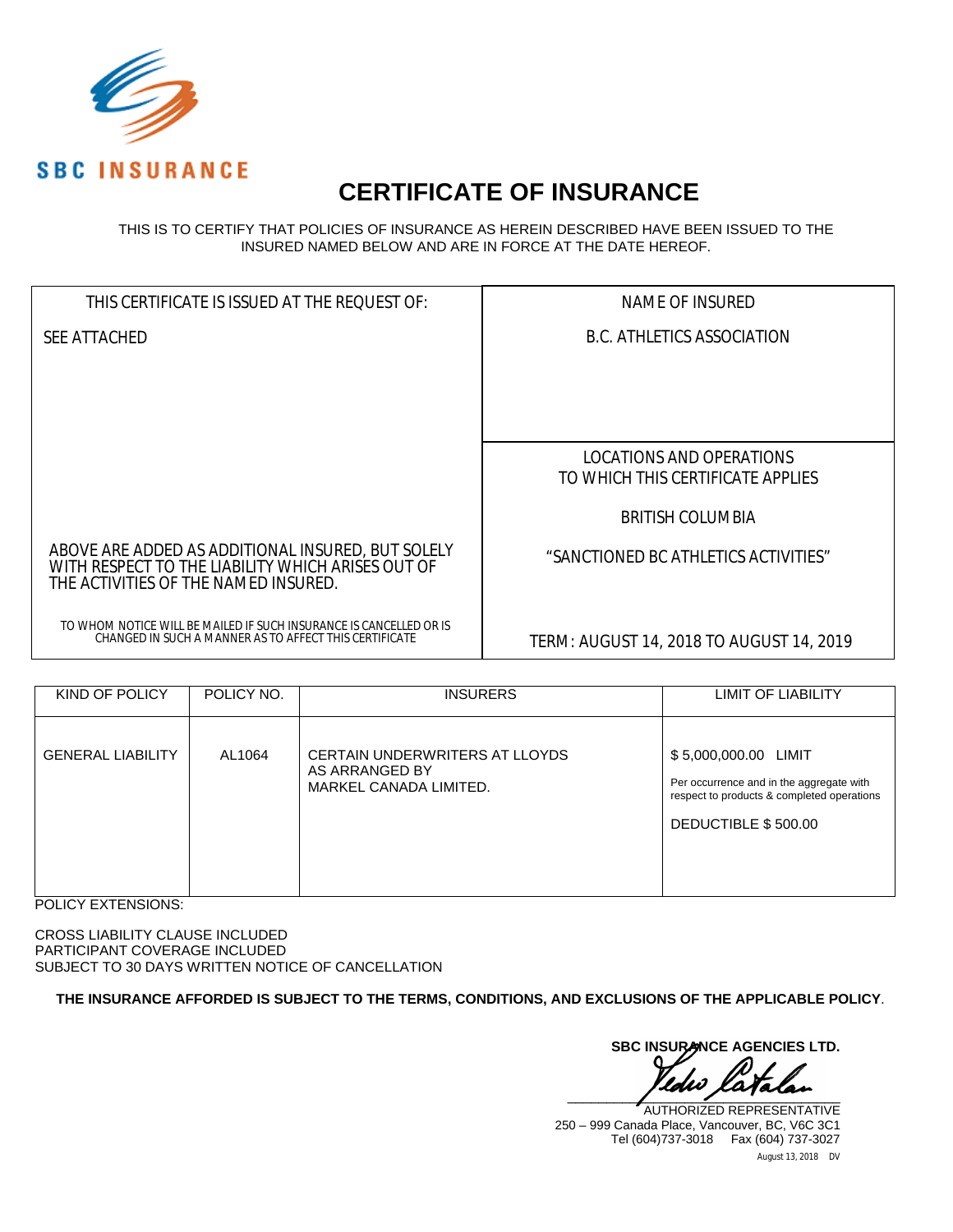SBC INSURANCE

# CERTIFICATE OF INSURANCE

THIS IS TO CERTIFY THAT POLICIES OF INSURANCE AS HEREIN DESCRIBED HAVE BEEN ISSUED TO THE INSURED NAMED BELOW AND ARE IN FORCE AT THE DATE HEREOF.

| THIS CERTIFICATE IS ISSUED AT THE REQUEST OF: | NAME OF INSURED |
| --- | --- |
| SEE ATTACHED | B.C. ATHLETICS ASSOCIATION |
| | LOCATIONS AND OPERATIONS TO WHICH THIS CERTIFICATE APPLIES<br><br>BRITISH COLUMBIA |
| ABOVE ARE ADDED AS ADDITIONAL INSURED, BUT SOLELY WITH RESPECT TO THE LIABILITY WHICH ARISES OUT OF THE ACTIVITIES OF THE NAMED INSURED. | "SANCTIONED BC ATHLETICS ACTIVITIES" |
| TO WHOM NOTICE WILL BE MAILED IF SUCH INSURANCE IS CANCELLED OR IS CHANGED IN SUCH A MANNER AS TO AFFECT THIS CERTIFICATE | TERM: AUGUST 14, 2018 TO AUGUST 14, 2019 |

| KIND OF POLICY | POLICY NO. | INSURERS | LIMIT OF LIABILITY |
| --- | --- | --- | --- |
| GENERAL LIABILITY | AL1064 | CERTAIN UNDERWRITERS AT LLOYDS AS ARRANGED BY MARKEL CANADA LIMITED. | $ 5,000,000.00 LIMIT<br>Per occurrence and in the aggregate with respect to products & completed operations<br>DEDUCTIBLE $ 500.00 |

POLICY EXTENSIONS:

CROSS LIABILITY CLAUSE INCLUDED
PARTICIPANT COVERAGE INCLUDED
SUBJECT TO 30 DAYS WRITTEN NOTICE OF CANCELLATION

**THE INSURANCE AFFORDED IS SUBJECT TO THE TERMS, CONDITIONS, AND EXCLUSIONS OF THE APPLICABLE POLICY**.

**SBC INSURANCE AGENCIES LTD.**

AUTHORIZED REPRESENTATIVE
250 – 999 Canada Place, Vancouver, BC, V6C 3C1
Tel (604)737-3018 Fax (604) 737-3027

August 13, 2018 DV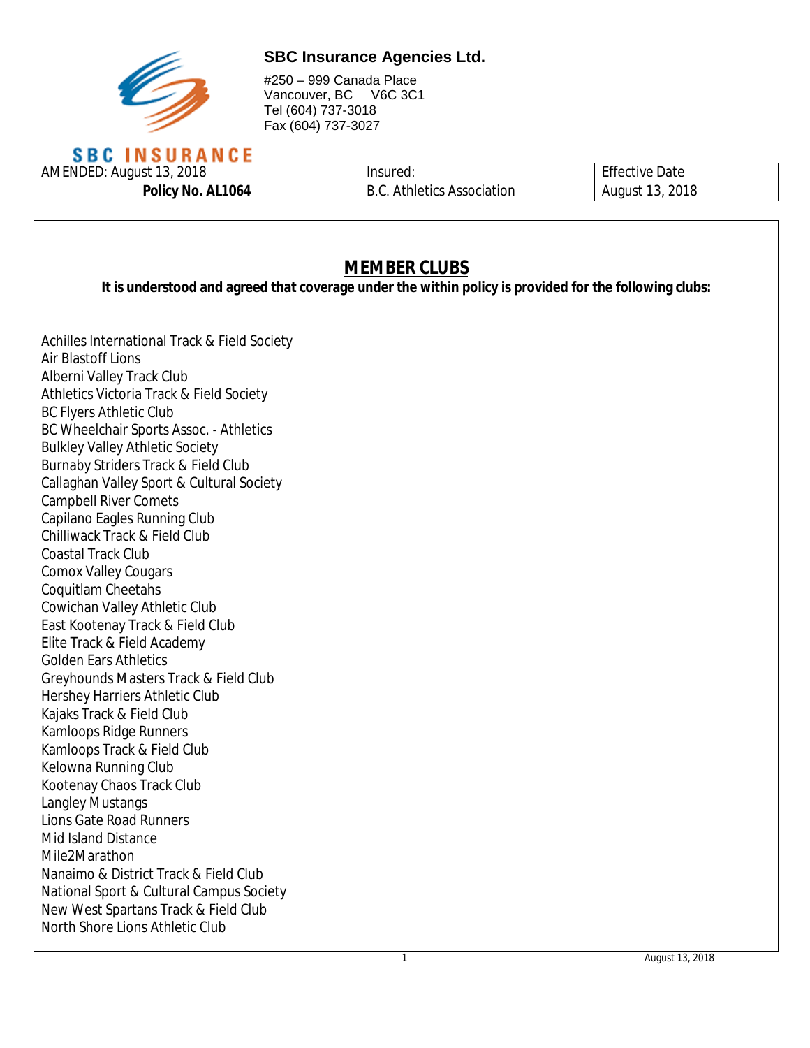**SBC Insurance Agencies Ltd.**

#250 – 999 Canada Place
Vancouver, BC V6C 3C1
Tel (604) 737-3018
Fax (604) 737-3027

SBC INSURANCE

| AMENDED: August 13, 2018 | Insured: | Effective Date |
|---|---|---|
| **Policy No. AL1064** | B.C. Athletics Association | August 13, 2018 |

## MEMBER CLUBS

**It is understood and agreed that coverage under the within policy is provided for the following clubs:**

Achilles International Track & Field Society
Air Blastoff Lions
Alberni Valley Track Club
Athletics Victoria Track & Field Society
BC Flyers Athletic Club
BC Wheelchair Sports Assoc. - Athletics
Bulkley Valley Athletic Society
Burnaby Striders Track & Field Club
Callaghan Valley Sport & Cultural Society
Campbell River Comets
Capilano Eagles Running Club
Chilliwack Track & Field Club
Coastal Track Club
Comox Valley Cougars
Coquitlam Cheetahs
Cowichan Valley Athletic Club
East Kootenay Track & Field Club
Elite Track & Field Academy
Golden Ears Athletics
Greyhounds Masters Track & Field Club
Hershey Harriers Athletic Club
Kajaks Track & Field Club
Kamloops Ridge Runners
Kamloops Track & Field Club
Kelowna Running Club
Kootenay Chaos Track Club
Langley Mustangs
Lions Gate Road Runners
Mid Island Distance
Mile2Marathon
Nanaimo & District Track & Field Club
National Sport & Cultural Campus Society
New West Spartans Track & Field Club
North Shore Lions Athletic Club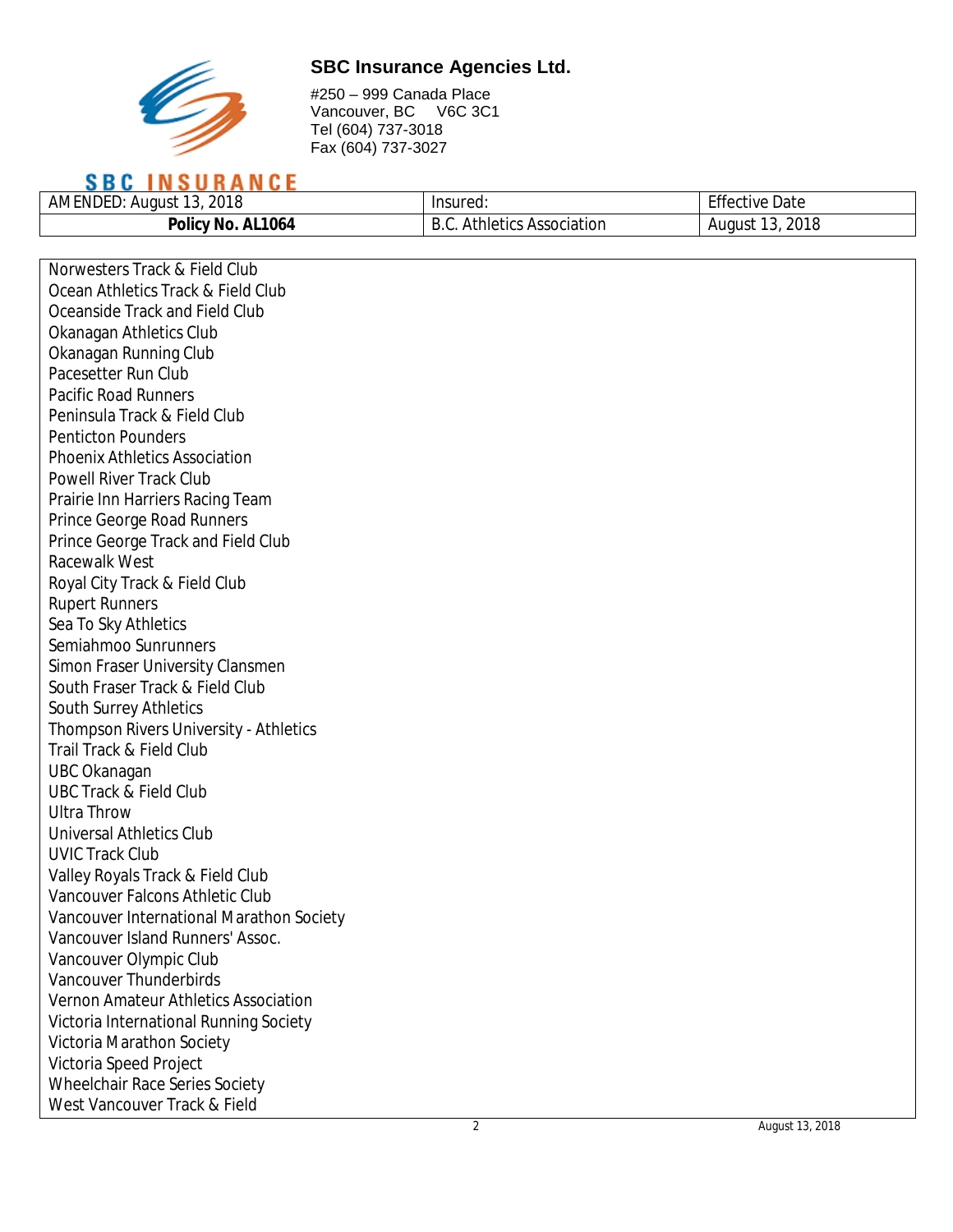**SBC Insurance Agencies Ltd.**

#250 – 999 Canada Place
Vancouver, BC V6C 3C1
Tel (604) 737-3018
Fax (604) 737-3027

| AMENDED: August 13, 2018 | Insured: | Effective Date |
|---|---|---|
| **Policy No. AL1064** | B.C. Athletics Association | August 13, 2018 |

Norwesters Track & Field Club
Ocean Athletics Track & Field Club
Oceanside Track and Field Club
Okanagan Athletics Club
Okanagan Running Club
Pacesetter Run Club
Pacific Road Runners
Peninsula Track & Field Club
Penticton Pounders
Phoenix Athletics Association
Powell River Track Club
Prairie Inn Harriers Racing Team
Prince George Road Runners
Prince George Track and Field Club
Racewalk West
Royal City Track & Field Club
Rupert Runners
Sea To Sky Athletics
Semiahmoo Sunrunners
Simon Fraser University Clansmen
South Fraser Track & Field Club
South Surrey Athletics
Thompson Rivers University - Athletics
Trail Track & Field Club
UBC Okanagan
UBC Track & Field Club
Ultra Throw
Universal Athletics Club
UVIC Track Club
Valley Royals Track & Field Club
Vancouver Falcons Athletic Club
Vancouver International Marathon Society
Vancouver Island Runners' Assoc.
Vancouver Olympic Club
Vancouver Thunderbirds
Vernon Amateur Athletics Association
Victoria International Running Society
Victoria Marathon Society
Victoria Speed Project
Wheelchair Race Series Society
West Vancouver Track & Field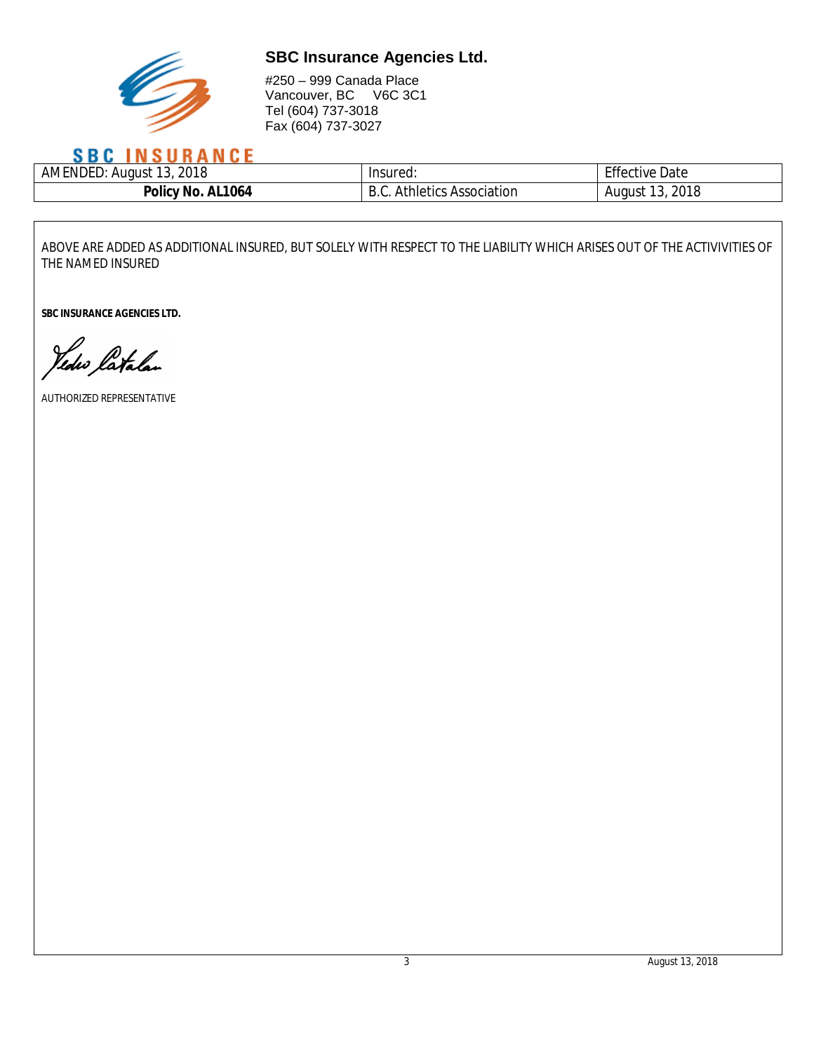**SBC Insurance Agencies Ltd.**

#250 – 999 Canada Place
Vancouver, BC V6C 3C1
Tel (604) 737-3018
Fax (604) 737-3027

SBC INSURANCE

| AMENDED: August 13, 2018 | Insured: | Effective Date |
|---|---|---|
| **Policy No. AL1064** | B.C. Athletics Association | August 13, 2018 |

ABOVE ARE ADDED AS ADDITIONAL INSURED, BUT SOLELY WITH RESPECT TO THE LIABILITY WHICH ARISES OUT OF THE ACTIVIVITIES OF THE NAMED INSURED

**SBC INSURANCE AGENCIES LTD.**

AUTHORIZED REPRESENTATIVE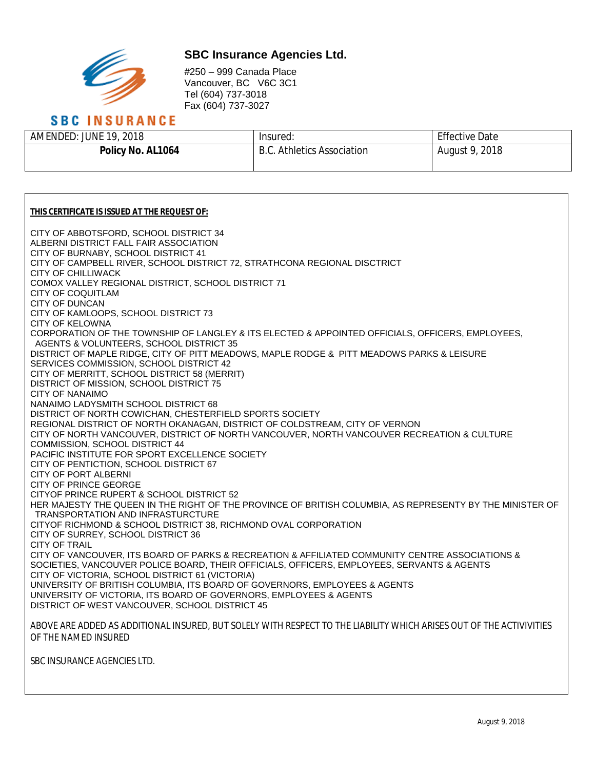## SBC Insurance Agencies Ltd.

#250 – 999 Canada Place
Vancouver, BC V6C 3C1
Tel (604) 737-3018
Fax (604) 737-3027

SBC INSURANCE

| AMENDED: JUNE 19, 2018 | Insured: | Effective Date |
|---|---|---|
| **Policy No. AL1064** | B.C. Athletics Association | August 9, 2018 |

**THIS CERTIFICATE IS ISSUED AT THE REQUEST OF:**

CITY OF ABBOTSFORD, SCHOOL DISTRICT 34
ALBERNI DISTRICT FALL FAIR ASSOCIATION
CITY OF BURNABY, SCHOOL DISTRICT 41
CITY OF CAMPBELL RIVER, SCHOOL DISTRICT 72, STRATHCONA REGIONAL DISCTRICT
CITY OF CHILLIWACK
COMOX VALLEY REGIONAL DISTRICT, SCHOOL DISTRICT 71
CITY OF COQUITLAM
CITY OF DUNCAN
CITY OF KAMLOOPS, SCHOOL DISTRICT 73
CITY OF KELOWNA
CORPORATION OF THE TOWNSHIP OF LANGLEY & ITS ELECTED & APPOINTED OFFICIALS, OFFICERS, EMPLOYEES, AGENTS & VOLUNTEERS, SCHOOL DISTRICT 35
DISTRICT OF MAPLE RIDGE, CITY OF PITT MEADOWS, MAPLE RODGE & PITT MEADOWS PARKS & LEISURE SERVICES COMMISSION, SCHOOL DISTRICT 42
CITY OF MERRITT, SCHOOL DISTRICT 58 (MERRIT)
DISTRICT OF MISSION, SCHOOL DISTRICT 75
CITY OF NANAIMO
NANAIMO LADYSMITH SCHOOL DISTRICT 68
DISTRICT OF NORTH COWICHAN, CHESTERFIELD SPORTS SOCIETY
REGIONAL DISTRICT OF NORTH OKANAGAN, DISTRICT OF COLDSTREAM, CITY OF VERNON
CITY OF NORTH VANCOUVER, DISTRICT OF NORTH VANCOUVER, NORTH VANCOUVER RECREATION & CULTURE COMMISSION, SCHOOL DISTRICT 44
PACIFIC INSTITUTE FOR SPORT EXCELLENCE SOCIETY
CITY OF PENTICTION, SCHOOL DISTRICT 67
CITY OF PORT ALBERNI
CITY OF PRINCE GEORGE
CITYOF PRINCE RUPERT & SCHOOL DISTRICT 52
HER MAJESTY THE QUEEN IN THE RIGHT OF THE PROVINCE OF BRITISH COLUMBIA, AS REPRESENTY BY THE MINISTER OF TRANSPORTATION AND INFRASTURCTURE
CITYOF RICHMOND & SCHOOL DISTRICT 38, RICHMOND OVAL CORPORATION
CITY OF SURREY, SCHOOL DISTRICT 36
CITY OF TRAIL
CITY OF VANCOUVER, ITS BOARD OF PARKS & RECREATION & AFFILIATED COMMUNITY CENTRE ASSOCIATIONS & SOCIETIES, VANCOUVER POLICE BOARD, THEIR OFFICIALS, OFFICERS, EMPLOYEES, SERVANTS & AGENTS
CITY OF VICTORIA, SCHOOL DISTRICT 61 (VICTORIA)
UNIVERSITY OF BRITISH COLUMBIA, ITS BOARD OF GOVERNORS, EMPLOYEES & AGENTS
UNIVERSITY OF VICTORIA, ITS BOARD OF GOVERNORS, EMPLOYEES & AGENTS
DISTRICT OF WEST VANCOUVER, SCHOOL DISTRICT 45

ABOVE ARE ADDED AS ADDITIONAL INSURED, BUT SOLELY WITH RESPECT TO THE LIABILITY WHICH ARISES OUT OF THE ACTIVIVITIES OF THE NAMED INSURED

SBC INSURANCE AGENCIES LTD.

August 9, 2018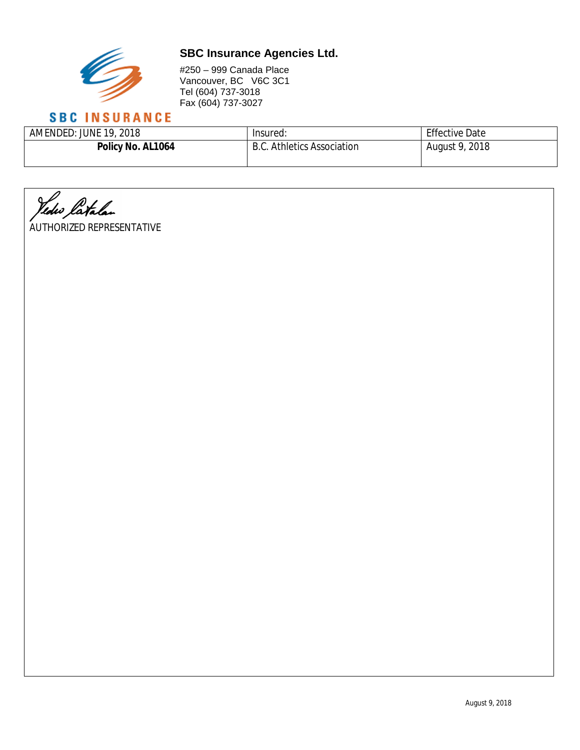**SBC Insurance Agencies Ltd.**

#250 – 999 Canada Place
Vancouver, BC V6C 3C1
Tel (604) 737-3018
Fax (604) 737-3027

SBC INSURANCE

| AMENDED: JUNE 19, 2018 | Insured: | Effective Date |
|---|---|---|
| **Policy No. AL1064** | B.C. Athletics Association | August 9, 2018 |

AUTHORIZED REPRESENTATIVE